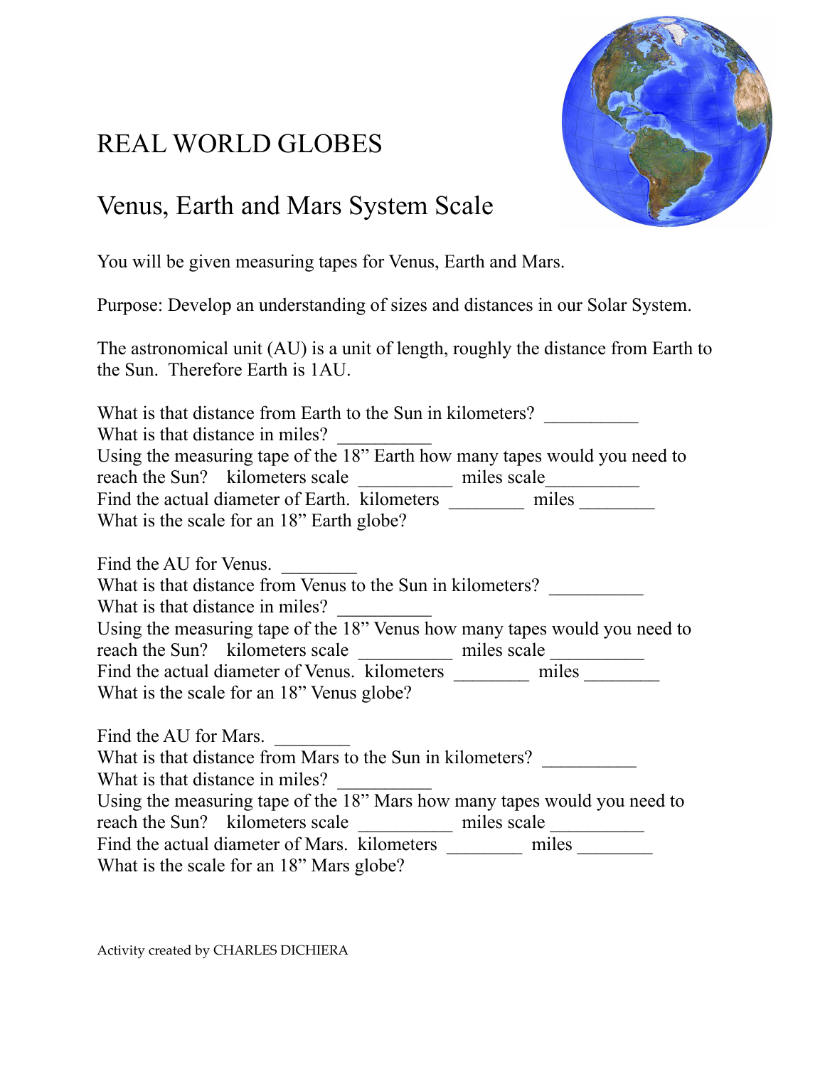# REAL WORLD GLOBES

## Venus, Earth and Mars System Scale

You will be given measuring tapes for Venus, Earth and Mars.

Purpose: Develop an understanding of sizes and distances in our Solar System.

The astronomical unit (AU) is a unit of length, roughly the distance from Earth to the Sun. Therefore Earth is 1AU.

What is that distance from Earth to the Sun in kilometers? __________
What is that distance in miles? __________
Using the measuring tape of the 18" Earth how many tapes would you need to reach the Sun? kilometers scale __________ miles scale__________
Find the actual diameter of Earth. kilometers ________ miles ________
What is the scale for an 18" Earth globe?

Find the AU for Venus. ________
What is that distance from Venus to the Sun in kilometers? __________
What is that distance in miles? __________
Using the measuring tape of the 18" Venus how many tapes would you need to reach the Sun? kilometers scale __________ miles scale __________
Find the actual diameter of Venus. kilometers ________ miles ________
What is the scale for an 18" Venus globe?

Find the AU for Mars. ________
What is that distance from Mars to the Sun in kilometers? __________
What is that distance in miles? __________
Using the measuring tape of the 18" Mars how many tapes would you need to reach the Sun? kilometers scale __________ miles scale __________
Find the actual diameter of Mars. kilometers ________ miles ________
What is the scale for an 18" Mars globe?

Activity created by CHARLES DICHIERA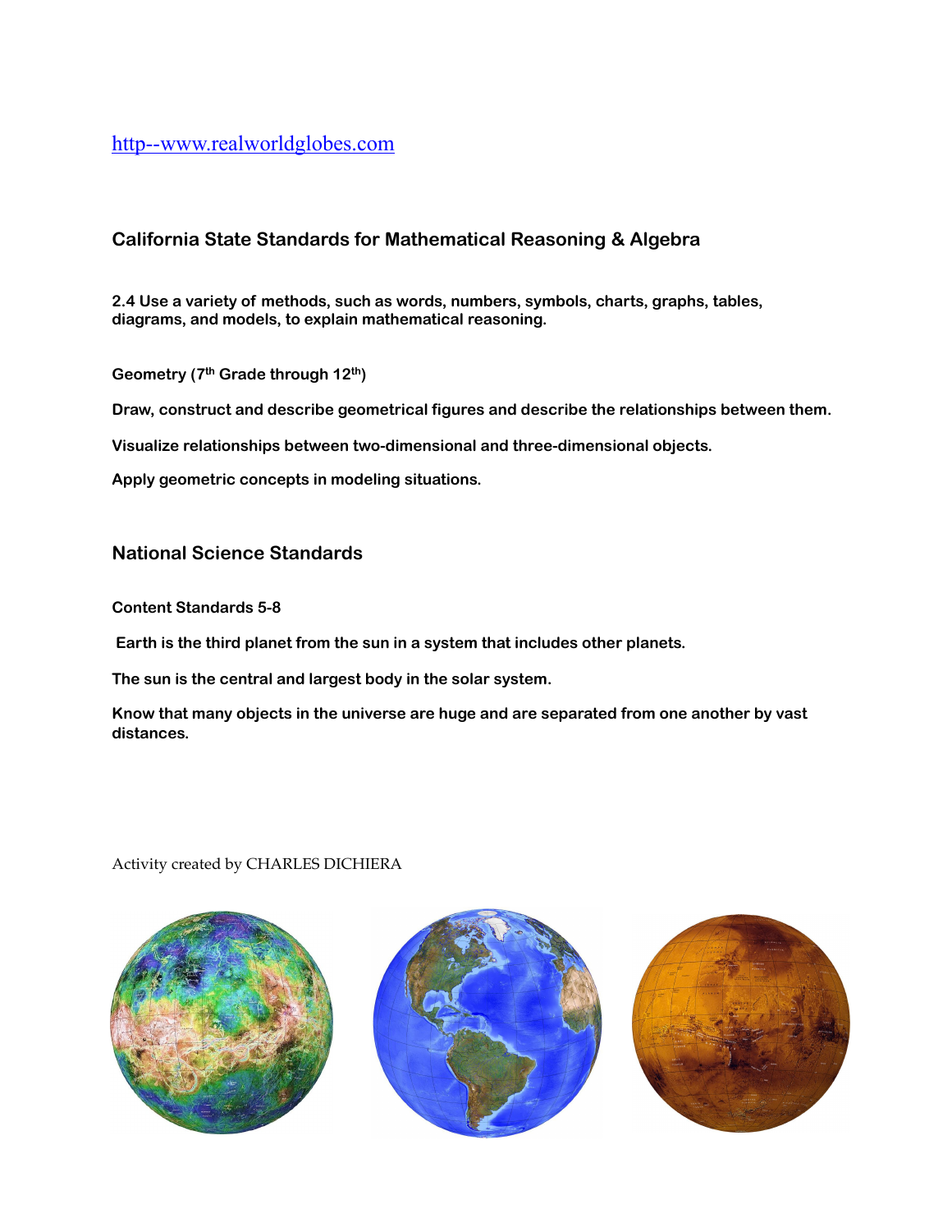http--www.realworldglobes.com

## California State Standards for Mathematical Reasoning & Algebra

**2.4 Use a variety of methods, such as words, numbers, symbols, charts, graphs, tables, diagrams, and models, to explain mathematical reasoning.**

**Geometry (7th Grade through 12th)**

**Draw, construct and describe geometrical figures and describe the relationships between them.**

**Visualize relationships between two-dimensional and three-dimensional objects.**

**Apply geometric concepts in modeling situations.**

## National Science Standards

**Content Standards 5-8**

**Earth is the third planet from the sun in a system that includes other planets.**

**The sun is the central and largest body in the solar system.**

**Know that many objects in the universe are huge and are separated from one another by vast distances.**

Activity created by CHARLES DICHIERA